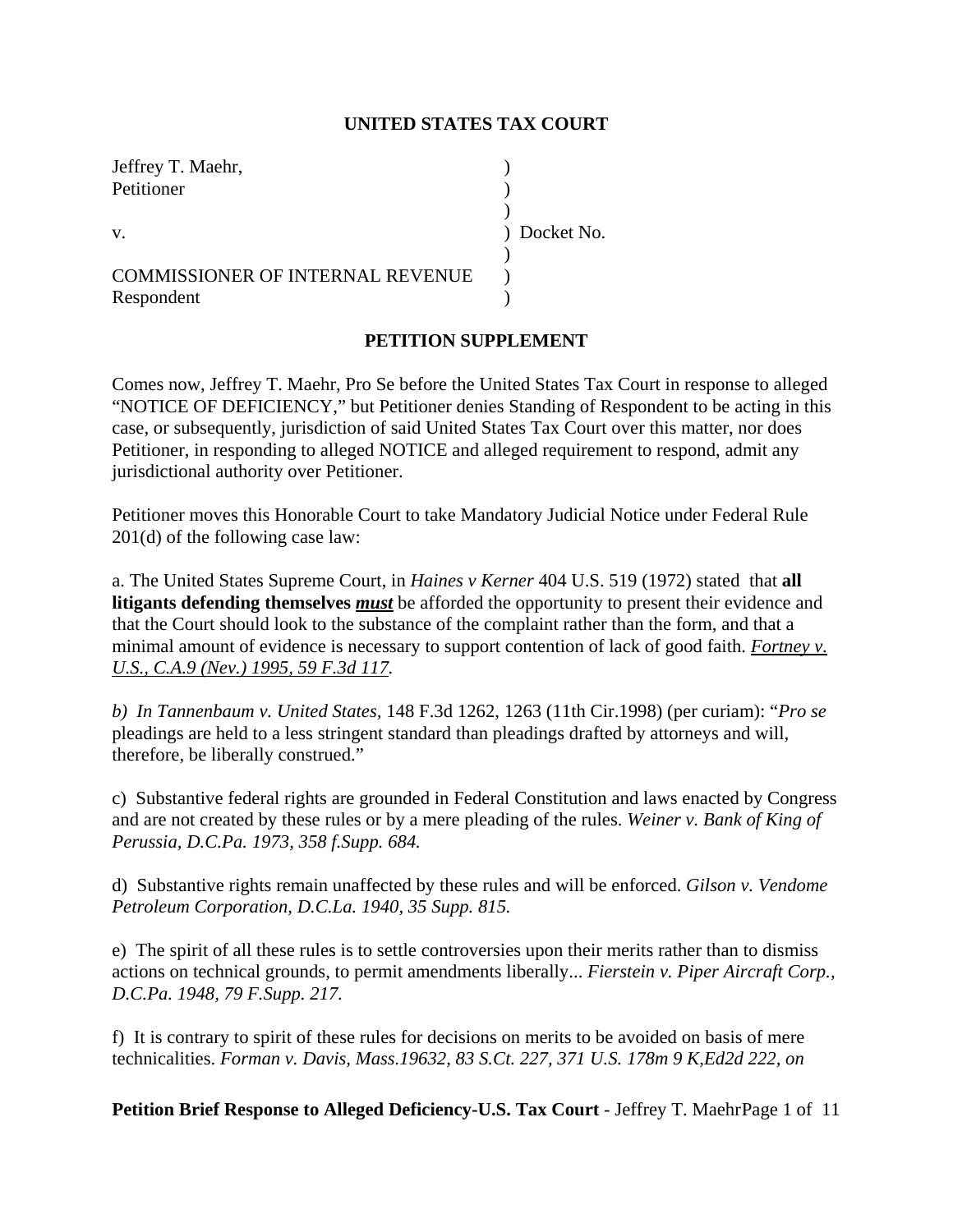**UNITED STATES TAX COURT**

| | | |
|---|---|---|
| Jeffrey T. Maehr, | ) | |
| Petitioner | ) | |
| | ) | |
| v. | ) | Docket No. |
| | ) | |
| COMMISSIONER OF INTERNAL REVENUE | ) | |
| Respondent | ) | |

**PETITION SUPPLEMENT**

Comes now, Jeffrey T. Maehr, Pro Se before the United States Tax Court in response to alleged "NOTICE OF DEFICIENCY," but Petitioner denies Standing of Respondent to be acting in this case, or subsequently, jurisdiction of said United States Tax Court over this matter, nor does Petitioner, in responding to alleged NOTICE and alleged requirement to respond, admit any jurisdictional authority over Petitioner.

Petitioner moves this Honorable Court to take Mandatory Judicial Notice under Federal Rule 201(d) of the following case law:

a. The United States Supreme Court, in *Haines v Kerner* 404 U.S. 519 (1972) stated that **all litigants defending themselves *must*** be afforded the opportunity to present their evidence and that the Court should look to the substance of the complaint rather than the form, and that a minimal amount of evidence is necessary to support contention of lack of good faith. *Fortney v. U.S., C.A.9 (Nev.) 1995, 59 F.3d 117*.

*b) In Tannenbaum v. United States,* 148 F.3d 1262, 1263 (11th Cir.1998) (per curiam): "*Pro se* pleadings are held to a less stringent standard than pleadings drafted by attorneys and will, therefore, be liberally construed."

c) Substantive federal rights are grounded in Federal Constitution and laws enacted by Congress and are not created by these rules or by a mere pleading of the rules. *Weiner v. Bank of King of Perussia, D.C.Pa. 1973, 358 f.Supp. 684.*

d) Substantive rights remain unaffected by these rules and will be enforced. *Gilson v. Vendome Petroleum Corporation, D.C.La. 1940, 35 Supp. 815.*

e) The spirit of all these rules is to settle controversies upon their merits rather than to dismiss actions on technical grounds, to permit amendments liberally... *Fierstein v. Piper Aircraft Corp., D.C.Pa. 1948, 79 F.Supp. 217.*

f) It is contrary to spirit of these rules for decisions on merits to be avoided on basis of mere technicalities. *Forman v. Davis, Mass.19632, 83 S.Ct. 227, 371 U.S. 178m 9 K,Ed2d 222, on*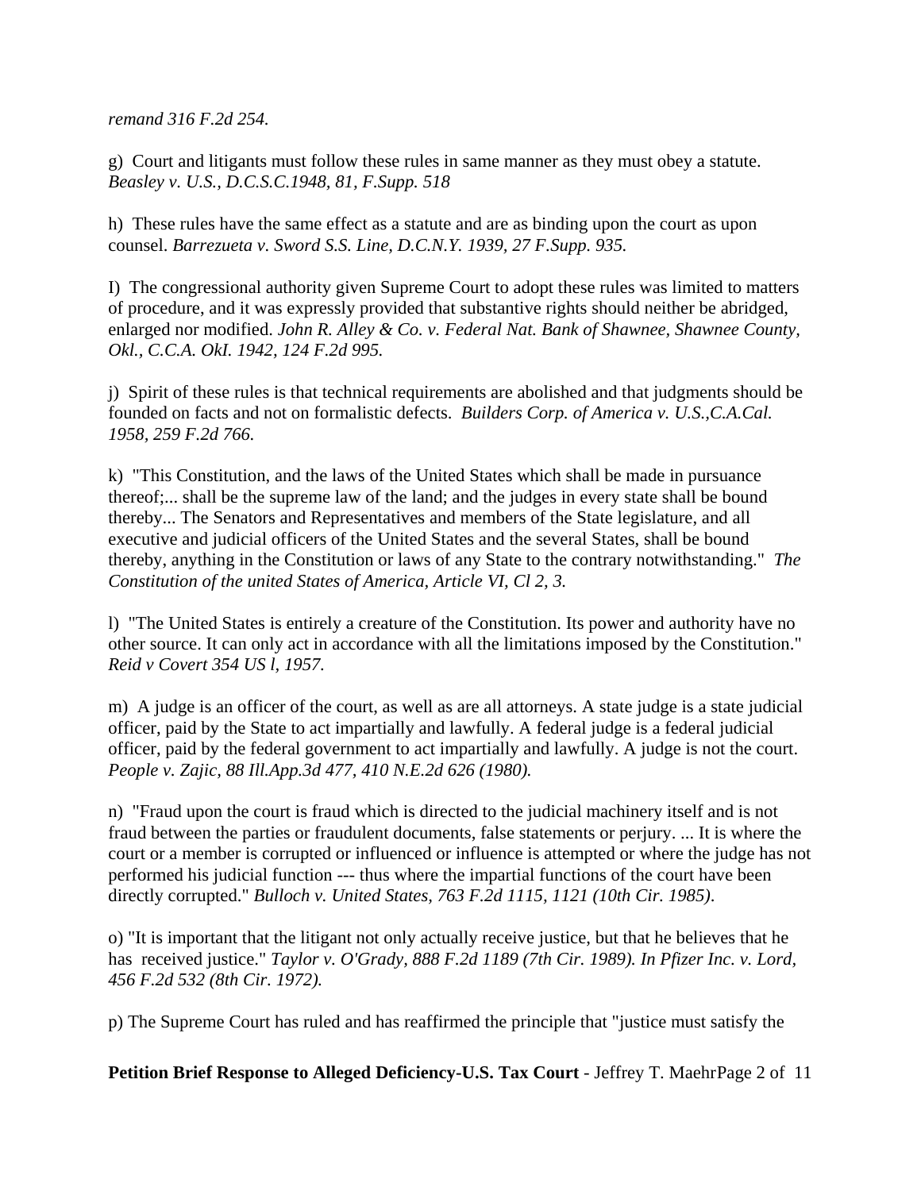*remand 316 F.2d 254.*

g) Court and litigants must follow these rules in same manner as they must obey a statute. *Beasley v. U.S., D.C.S.C.1948, 81, F.Supp. 518*

h) These rules have the same effect as a statute and are as binding upon the court as upon counsel. *Barrezueta v. Sword S.S. Line, D.C.N.Y. 1939, 27 F.Supp. 935.*

I) The congressional authority given Supreme Court to adopt these rules was limited to matters of procedure, and it was expressly provided that substantive rights should neither be abridged, enlarged nor modified. *John R. Alley & Co. v. Federal Nat. Bank of Shawnee, Shawnee County, Okl., C.C.A. OkI. 1942, 124 F.2d 995.*

j) Spirit of these rules is that technical requirements are abolished and that judgments should be founded on facts and not on formalistic defects. *Builders Corp. of America v. U.S.,C.A.Cal. 1958, 259 F.2d 766.*

k) "This Constitution, and the laws of the United States which shall be made in pursuance thereof;... shall be the supreme law of the land; and the judges in every state shall be bound thereby... The Senators and Representatives and members of the State legislature, and all executive and judicial officers of the United States and the several States, shall be bound thereby, anything in the Constitution or laws of any State to the contrary notwithstanding." *The Constitution of the united States of America, Article VI, Cl 2, 3.*

l) "The United States is entirely a creature of the Constitution. Its power and authority have no other source. It can only act in accordance with all the limitations imposed by the Constitution." *Reid v Covert 354 US l, 1957.*

m) A judge is an officer of the court, as well as are all attorneys. A state judge is a state judicial officer, paid by the State to act impartially and lawfully. A federal judge is a federal judicial officer, paid by the federal government to act impartially and lawfully. A judge is not the court. *People v. Zajic, 88 Ill.App.3d 477, 410 N.E.2d 626 (1980).*

n) "Fraud upon the court is fraud which is directed to the judicial machinery itself and is not fraud between the parties or fraudulent documents, false statements or perjury. ... It is where the court or a member is corrupted or influenced or influence is attempted or where the judge has not performed his judicial function --- thus where the impartial functions of the court have been directly corrupted." *Bulloch v. United States, 763 F.2d 1115, 1121 (10th Cir. 1985).*

o) "It is important that the litigant not only actually receive justice, but that he believes that he has received justice." *Taylor v. O'Grady, 888 F.2d 1189 (7th Cir. 1989). In Pfizer Inc. v. Lord, 456 F.2d 532 (8th Cir. 1972).*

p) The Supreme Court has ruled and has reaffirmed the principle that "justice must satisfy the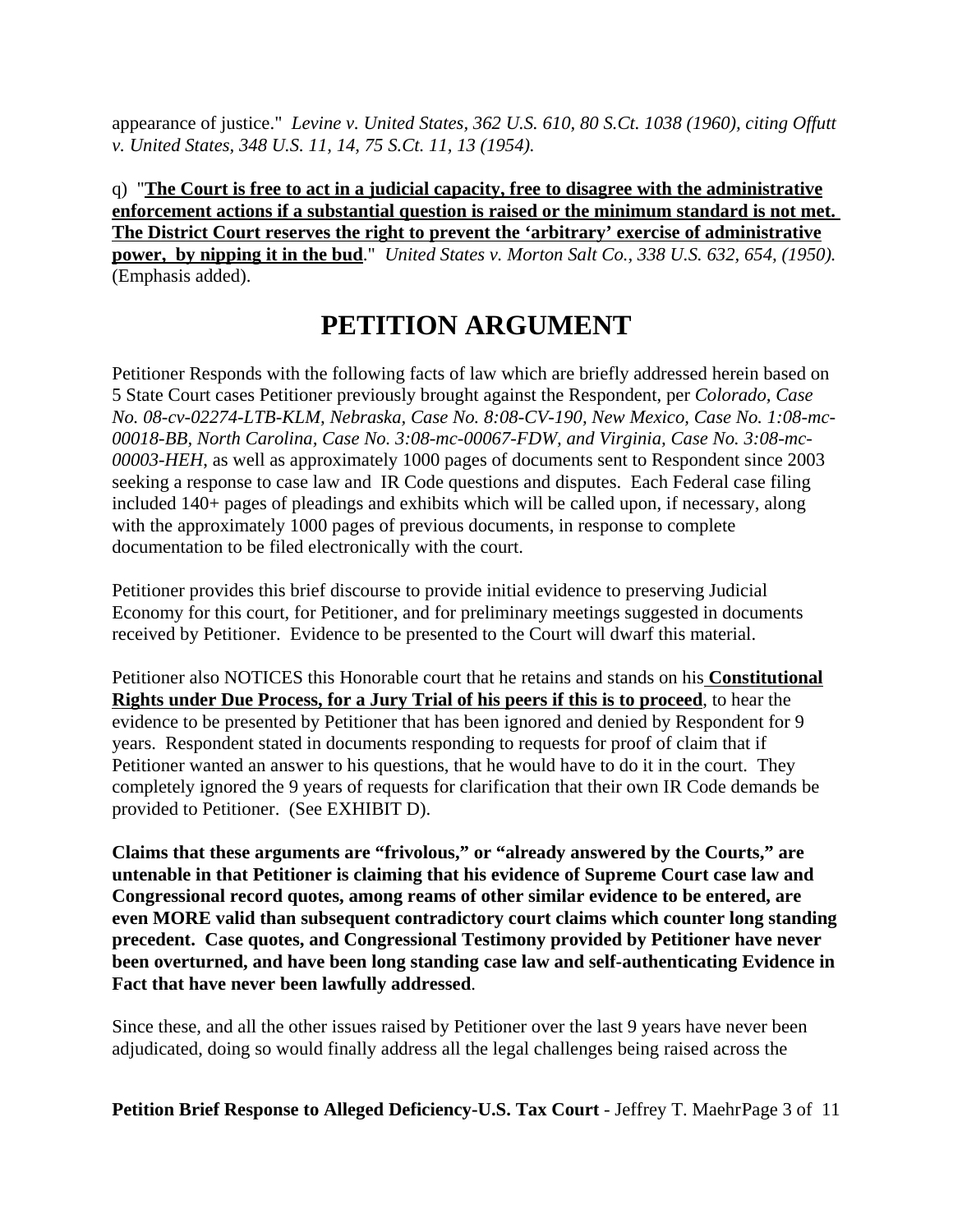appearance of justice." *Levine v. United States, 362 U.S. 610, 80 S.Ct. 1038 (1960), citing Offutt v. United States, 348 U.S. 11, 14, 75 S.Ct. 11, 13 (1954).*

q) "**The Court is free to act in a judicial capacity, free to disagree with the administrative enforcement actions if a substantial question is raised or the minimum standard is not met. The District Court reserves the right to prevent the 'arbitrary' exercise of administrative power, by nipping it in the bud**." *United States v. Morton Salt Co., 338 U.S. 632, 654, (1950).* (Emphasis added).

# PETITION ARGUMENT

Petitioner Responds with the following facts of law which are briefly addressed herein based on 5 State Court cases Petitioner previously brought against the Respondent, per *Colorado, Case No. 08-cv-02274-LTB-KLM, Nebraska, Case No. 8:08-CV-190, New Mexico, Case No. 1:08-mc-00018-BB, North Carolina, Case No. 3:08-mc-00067-FDW, and Virginia, Case No. 3:08-mc-00003-HEH*, as well as approximately 1000 pages of documents sent to Respondent since 2003 seeking a response to case law and IR Code questions and disputes. Each Federal case filing included 140+ pages of pleadings and exhibits which will be called upon, if necessary, along with the approximately 1000 pages of previous documents, in response to complete documentation to be filed electronically with the court.

Petitioner provides this brief discourse to provide initial evidence to preserving Judicial Economy for this court, for Petitioner, and for preliminary meetings suggested in documents received by Petitioner. Evidence to be presented to the Court will dwarf this material.

Petitioner also NOTICES this Honorable court that he retains and stands on his **Constitutional Rights under Due Process, for a Jury Trial of his peers if this is to proceed**, to hear the evidence to be presented by Petitioner that has been ignored and denied by Respondent for 9 years. Respondent stated in documents responding to requests for proof of claim that if Petitioner wanted an answer to his questions, that he would have to do it in the court. They completely ignored the 9 years of requests for clarification that their own IR Code demands be provided to Petitioner. (See EXHIBIT D).

**Claims that these arguments are "frivolous," or "already answered by the Courts," are untenable in that Petitioner is claiming that his evidence of Supreme Court case law and Congressional record quotes, among reams of other similar evidence to be entered, are even MORE valid than subsequent contradictory court claims which counter long standing precedent. Case quotes, and Congressional Testimony provided by Petitioner have never been overturned, and have been long standing case law and self-authenticating Evidence in Fact that have never been lawfully addressed**.

Since these, and all the other issues raised by Petitioner over the last 9 years have never been adjudicated, doing so would finally address all the legal challenges being raised across the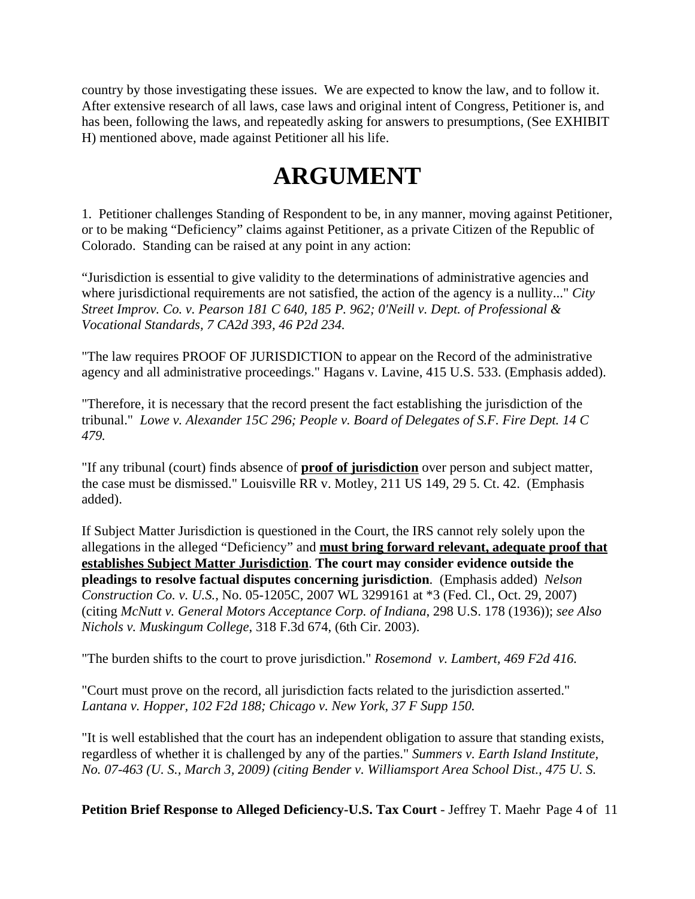country by those investigating these issues. We are expected to know the law, and to follow it. After extensive research of all laws, case laws and original intent of Congress, Petitioner is, and has been, following the laws, and repeatedly asking for answers to presumptions, (See EXHIBIT H) mentioned above, made against Petitioner all his life.

# ARGUMENT

1. Petitioner challenges Standing of Respondent to be, in any manner, moving against Petitioner, or to be making "Deficiency" claims against Petitioner, as a private Citizen of the Republic of Colorado. Standing can be raised at any point in any action:

"Jurisdiction is essential to give validity to the determinations of administrative agencies and where jurisdictional requirements are not satisfied, the action of the agency is a nullity..." *City Street Improv. Co. v. Pearson 181 C 640, 185 P. 962; 0'Neill v. Dept. of Professional & Vocational Standards, 7 CA2d 393, 46 P2d 234.*

"The law requires PROOF OF JURISDICTION to appear on the Record of the administrative agency and all administrative proceedings." Hagans v. Lavine, 415 U.S. 533. (Emphasis added).

"Therefore, it is necessary that the record present the fact establishing the jurisdiction of the tribunal." *Lowe v. Alexander 15C 296; People v. Board of Delegates of S.F. Fire Dept. 14 C 479.*

"If any tribunal (court) finds absence of **proof of jurisdiction** over person and subject matter, the case must be dismissed." Louisville RR v. Motley, 211 US 149, 29 5. Ct. 42. (Emphasis added).

If Subject Matter Jurisdiction is questioned in the Court, the IRS cannot rely solely upon the allegations in the alleged "Deficiency" and **must bring forward relevant, adequate proof that establishes Subject Matter Jurisdiction**. **The court may consider evidence outside the pleadings to resolve factual disputes concerning jurisdiction**. (Emphasis added) *Nelson Construction Co. v. U.S.*, No. 05-1205C, 2007 WL 3299161 at *3 (Fed. Cl., Oct. 29, 2007) (citing *McNutt v. General Motors Acceptance Corp. of Indiana*, 298 U.S. 178 (1936)); *see Also Nichols v. Muskingum College*, 318 F.3d 674, (6th Cir. 2003).

"The burden shifts to the court to prove jurisdiction." *Rosemond v. Lambert, 469 F2d 416.*

"Court must prove on the record, all jurisdiction facts related to the jurisdiction asserted." *Lantana v. Hopper, 102 F2d 188; Chicago v. New York, 37 F Supp 150.*

"It is well established that the court has an independent obligation to assure that standing exists, regardless of whether it is challenged by any of the parties." *Summers v. Earth Island Institute, No. 07-463 (U. S., March 3, 2009) (citing Bender v. Williamsport Area School Dist., 475 U. S.*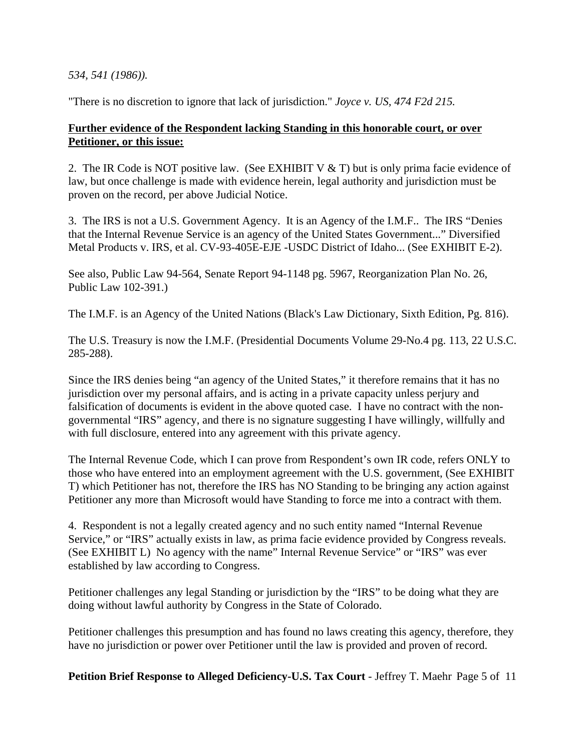*534, 541 (1986)).*

"There is no discretion to ignore that lack of jurisdiction." *Joyce v. US, 474 F2d 215.*

**Further evidence of the Respondent lacking Standing in this honorable court, or over Petitioner, or this issue:**

2. The IR Code is NOT positive law. (See EXHIBIT V & T) but is only prima facie evidence of law, but once challenge is made with evidence herein, legal authority and jurisdiction must be proven on the record, per above Judicial Notice.

3. The IRS is not a U.S. Government Agency. It is an Agency of the I.M.F.. The IRS "Denies that the Internal Revenue Service is an agency of the United States Government..." Diversified Metal Products v. IRS, et al. CV-93-405E-EJE -USDC District of Idaho... (See EXHIBIT E-2).

See also, Public Law 94-564, Senate Report 94-1148 pg. 5967, Reorganization Plan No. 26, Public Law 102-391.)

The I.M.F. is an Agency of the United Nations (Black's Law Dictionary, Sixth Edition, Pg. 816).

The U.S. Treasury is now the I.M.F. (Presidential Documents Volume 29-No.4 pg. 113, 22 U.S.C. 285-288).

Since the IRS denies being "an agency of the United States," it therefore remains that it has no jurisdiction over my personal affairs, and is acting in a private capacity unless perjury and falsification of documents is evident in the above quoted case. I have no contract with the non-governmental "IRS" agency, and there is no signature suggesting I have willingly, willfully and with full disclosure, entered into any agreement with this private agency.

The Internal Revenue Code, which I can prove from Respondent's own IR code, refers ONLY to those who have entered into an employment agreement with the U.S. government, (See EXHIBIT T) which Petitioner has not, therefore the IRS has NO Standing to be bringing any action against Petitioner any more than Microsoft would have Standing to force me into a contract with them.

4. Respondent is not a legally created agency and no such entity named "Internal Revenue Service," or "IRS" actually exists in law, as prima facie evidence provided by Congress reveals. (See EXHIBIT L) No agency with the name" Internal Revenue Service" or "IRS" was ever established by law according to Congress.

Petitioner challenges any legal Standing or jurisdiction by the "IRS" to be doing what they are doing without lawful authority by Congress in the State of Colorado.

Petitioner challenges this presumption and has found no laws creating this agency, therefore, they have no jurisdiction or power over Petitioner until the law is provided and proven of record.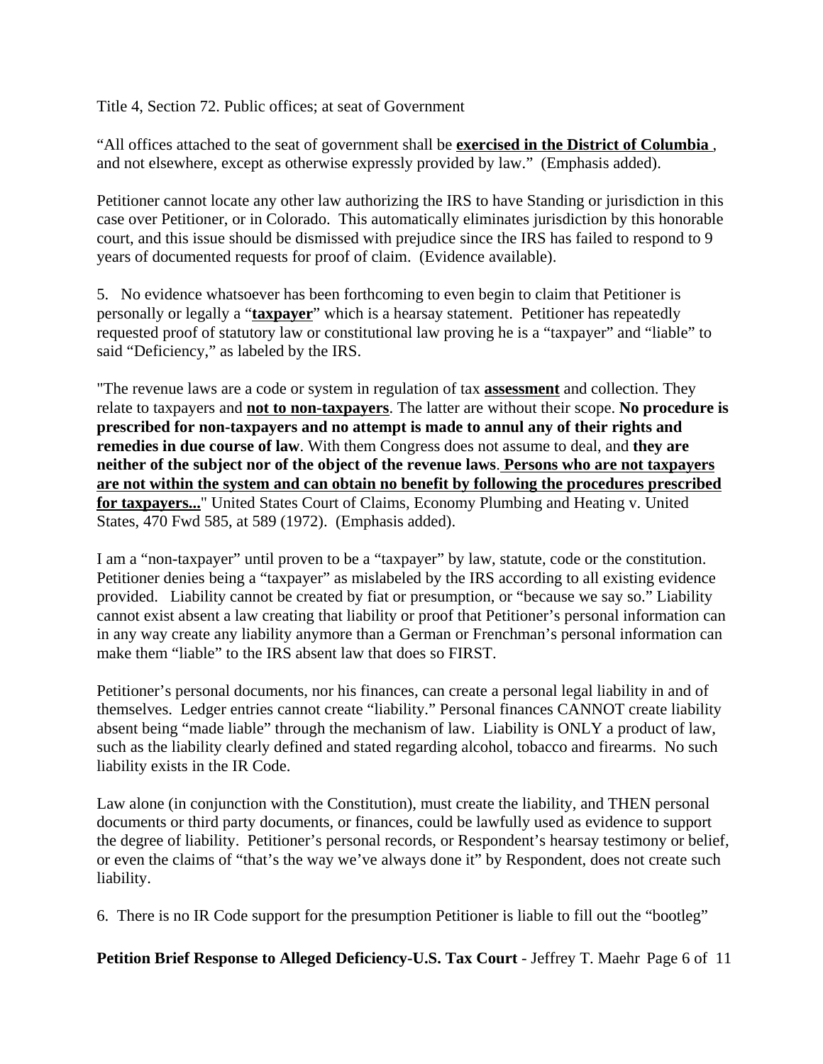Title 4, Section 72. Public offices; at seat of Government

"All offices attached to the seat of government shall be **exercised in the District of Columbia** , and not elsewhere, except as otherwise expressly provided by law." (Emphasis added).

Petitioner cannot locate any other law authorizing the IRS to have Standing or jurisdiction in this case over Petitioner, or in Colorado. This automatically eliminates jurisdiction by this honorable court, and this issue should be dismissed with prejudice since the IRS has failed to respond to 9 years of documented requests for proof of claim. (Evidence available).

5. No evidence whatsoever has been forthcoming to even begin to claim that Petitioner is personally or legally a "**taxpayer**" which is a hearsay statement. Petitioner has repeatedly requested proof of statutory law or constitutional law proving he is a "taxpayer" and "liable" to said "Deficiency," as labeled by the IRS.

"The revenue laws are a code or system in regulation of tax **assessment** and collection. They relate to taxpayers and **not to non-taxpayers**. The latter are without their scope. **No procedure is prescribed for non-taxpayers and no attempt is made to annul any of their rights and remedies in due course of law**. With them Congress does not assume to deal, and **they are neither of the subject nor of the object of the revenue laws**. **Persons who are not taxpayers are not within the system and can obtain no benefit by following the procedures prescribed for taxpayers...**" United States Court of Claims, Economy Plumbing and Heating v. United States, 470 Fwd 585, at 589 (1972). (Emphasis added).

I am a "non-taxpayer" until proven to be a "taxpayer" by law, statute, code or the constitution. Petitioner denies being a "taxpayer" as mislabeled by the IRS according to all existing evidence provided. Liability cannot be created by fiat or presumption, or "because we say so." Liability cannot exist absent a law creating that liability or proof that Petitioner's personal information can in any way create any liability anymore than a German or Frenchman's personal information can make them "liable" to the IRS absent law that does so FIRST.

Petitioner's personal documents, nor his finances, can create a personal legal liability in and of themselves. Ledger entries cannot create "liability." Personal finances CANNOT create liability absent being "made liable" through the mechanism of law. Liability is ONLY a product of law, such as the liability clearly defined and stated regarding alcohol, tobacco and firearms. No such liability exists in the IR Code.

Law alone (in conjunction with the Constitution), must create the liability, and THEN personal documents or third party documents, or finances, could be lawfully used as evidence to support the degree of liability. Petitioner's personal records, or Respondent's hearsay testimony or belief, or even the claims of "that's the way we've always done it" by Respondent, does not create such liability.

6. There is no IR Code support for the presumption Petitioner is liable to fill out the "bootleg"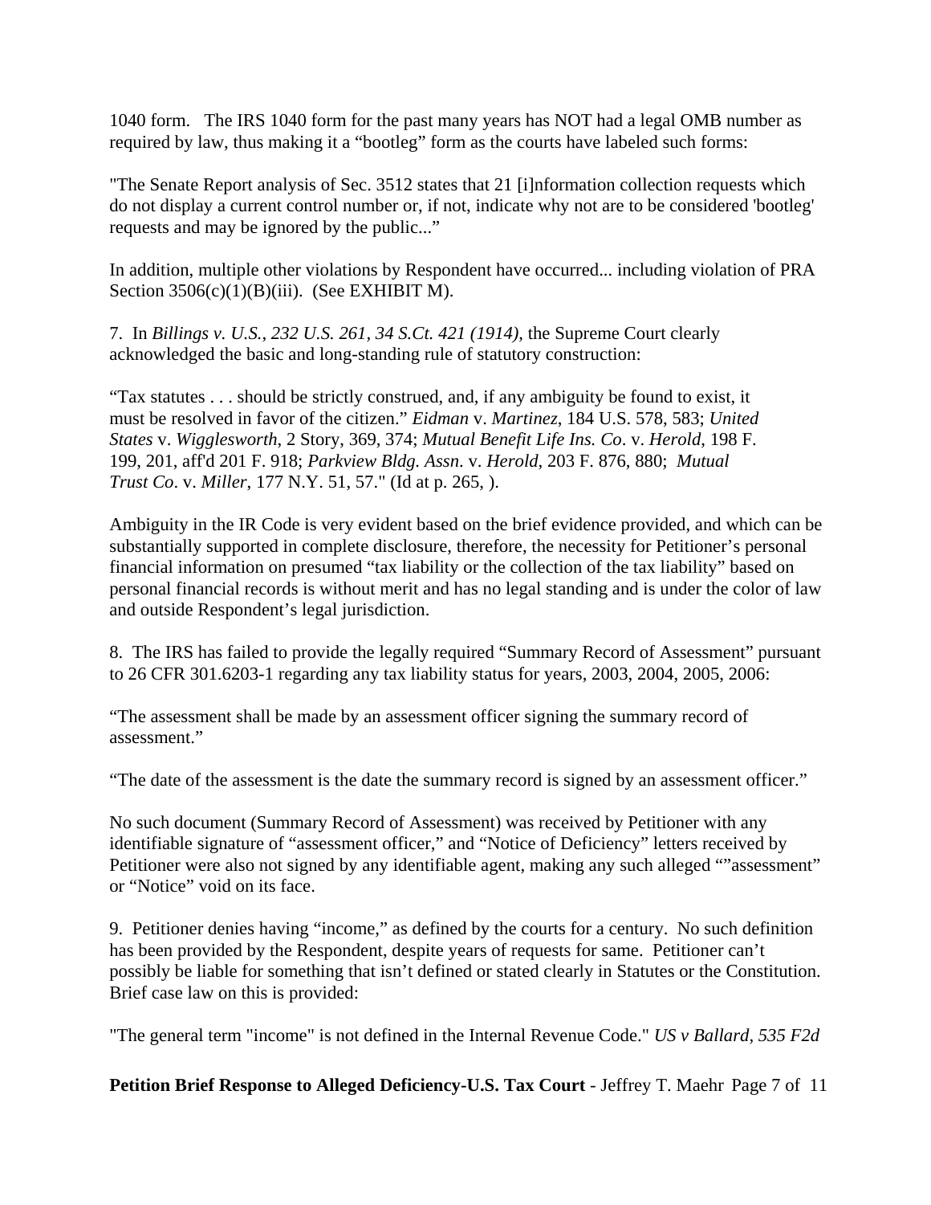1040 form. The IRS 1040 form for the past many years has NOT had a legal OMB number as required by law, thus making it a "bootleg" form as the courts have labeled such forms:

"The Senate Report analysis of Sec. 3512 states that 21 [i]nformation collection requests which do not display a current control number or, if not, indicate why not are to be considered 'bootleg' requests and may be ignored by the public..."

In addition, multiple other violations by Respondent have occurred... including violation of PRA Section 3506(c)(1)(B)(iii). (See EXHIBIT M).

7. In *Billings v. U.S., 232 U.S. 261, 34 S.Ct. 421 (1914)*, the Supreme Court clearly acknowledged the basic and long-standing rule of statutory construction:

"Tax statutes . . . should be strictly construed, and, if any ambiguity be found to exist, it must be resolved in favor of the citizen." *Eidman* v. *Martinez*, 184 U.S. 578, 583; *United States* v. *Wigglesworth*, 2 Story, 369, 374; *Mutual Benefit Life Ins. Co*. v. *Herold*, 198 F. 199, 201, aff'd 201 F. 918; *Parkview Bldg. Assn*. v. *Herold*, 203 F. 876, 880; *Mutual Trust Co*. v. *Miller*, 177 N.Y. 51, 57." (Id at p. 265, ).

Ambiguity in the IR Code is very evident based on the brief evidence provided, and which can be substantially supported in complete disclosure, therefore, the necessity for Petitioner's personal financial information on presumed "tax liability or the collection of the tax liability" based on personal financial records is without merit and has no legal standing and is under the color of law and outside Respondent's legal jurisdiction.

8. The IRS has failed to provide the legally required "Summary Record of Assessment" pursuant to 26 CFR 301.6203-1 regarding any tax liability status for years, 2003, 2004, 2005, 2006:

"The assessment shall be made by an assessment officer signing the summary record of assessment."

"The date of the assessment is the date the summary record is signed by an assessment officer."

No such document (Summary Record of Assessment) was received by Petitioner with any identifiable signature of "assessment officer," and "Notice of Deficiency" letters received by Petitioner were also not signed by any identifiable agent, making any such alleged ""assessment" or "Notice" void on its face.

9. Petitioner denies having "income," as defined by the courts for a century. No such definition has been provided by the Respondent, despite years of requests for same. Petitioner can't possibly be liable for something that isn't defined or stated clearly in Statutes or the Constitution. Brief case law on this is provided:

"The general term "income" is not defined in the Internal Revenue Code." *US v Ballard, 535 F2d*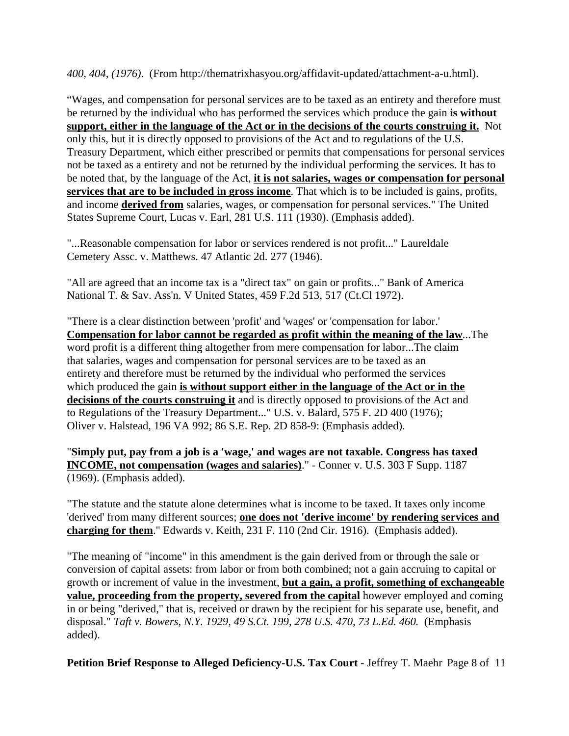*400, 404, (1976)*. (From http://thematrixhasyou.org/affidavit-updated/attachment-a-u.html).

"Wages, and compensation for personal services are to be taxed as an entirety and therefore must be returned by the individual who has performed the services which produce the gain **is without support, either in the language of the Act or in the decisions of the courts construing it.** Not only this, but it is directly opposed to provisions of the Act and to regulations of the U.S. Treasury Department, which either prescribed or permits that compensations for personal services not be taxed as a entirety and not be returned by the individual performing the services. It has to be noted that, by the language of the Act, **it is not salaries, wages or compensation for personal services that are to be included in gross income**. That which is to be included is gains, profits, and income **derived from** salaries, wages, or compensation for personal services." The United States Supreme Court, Lucas v. Earl, 281 U.S. 111 (1930). (Emphasis added).

"...Reasonable compensation for labor or services rendered is not profit..." Laureldale Cemetery Assc. v. Matthews. 47 Atlantic 2d. 277 (1946).

"All are agreed that an income tax is a "direct tax" on gain or profits..." Bank of America National T. & Sav. Ass'n. V United States, 459 F.2d 513, 517 (Ct.Cl 1972).

"There is a clear distinction between 'profit' and 'wages' or 'compensation for labor.' **Compensation for labor cannot be regarded as profit within the meaning of the law**...The word profit is a different thing altogether from mere compensation for labor...The claim that salaries, wages and compensation for personal services are to be taxed as an entirety and therefore must be returned by the individual who performed the services which produced the gain **is without support either in the language of the Act or in the decisions of the courts construing it** and is directly opposed to provisions of the Act and to Regulations of the Treasury Department..." U.S. v. Balard, 575 F. 2D 400 (1976); Oliver v. Halstead, 196 VA 992; 86 S.E. Rep. 2D 858-9: (Emphasis added).

"**Simply put, pay from a job is a 'wage,' and wages are not taxable. Congress has taxed INCOME, not compensation (wages and salaries)**." - Conner v. U.S. 303 F Supp. 1187 (1969). (Emphasis added).

"The statute and the statute alone determines what is income to be taxed. It taxes only income 'derived' from many different sources; **one does not 'derive income' by rendering services and charging for them**." Edwards v. Keith, 231 F. 110 (2nd Cir. 1916). (Emphasis added).

"The meaning of "income" in this amendment is the gain derived from or through the sale or conversion of capital assets: from labor or from both combined; not a gain accruing to capital or growth or increment of value in the investment, **but a gain, a profit, something of exchangeable value, proceeding from the property, severed from the capital** however employed and coming in or being "derived," that is, received or drawn by the recipient for his separate use, benefit, and disposal." *Taft v. Bowers, N.Y. 1929, 49 S.Ct. 199, 278 U.S. 470, 73 L.Ed. 460.* (Emphasis added).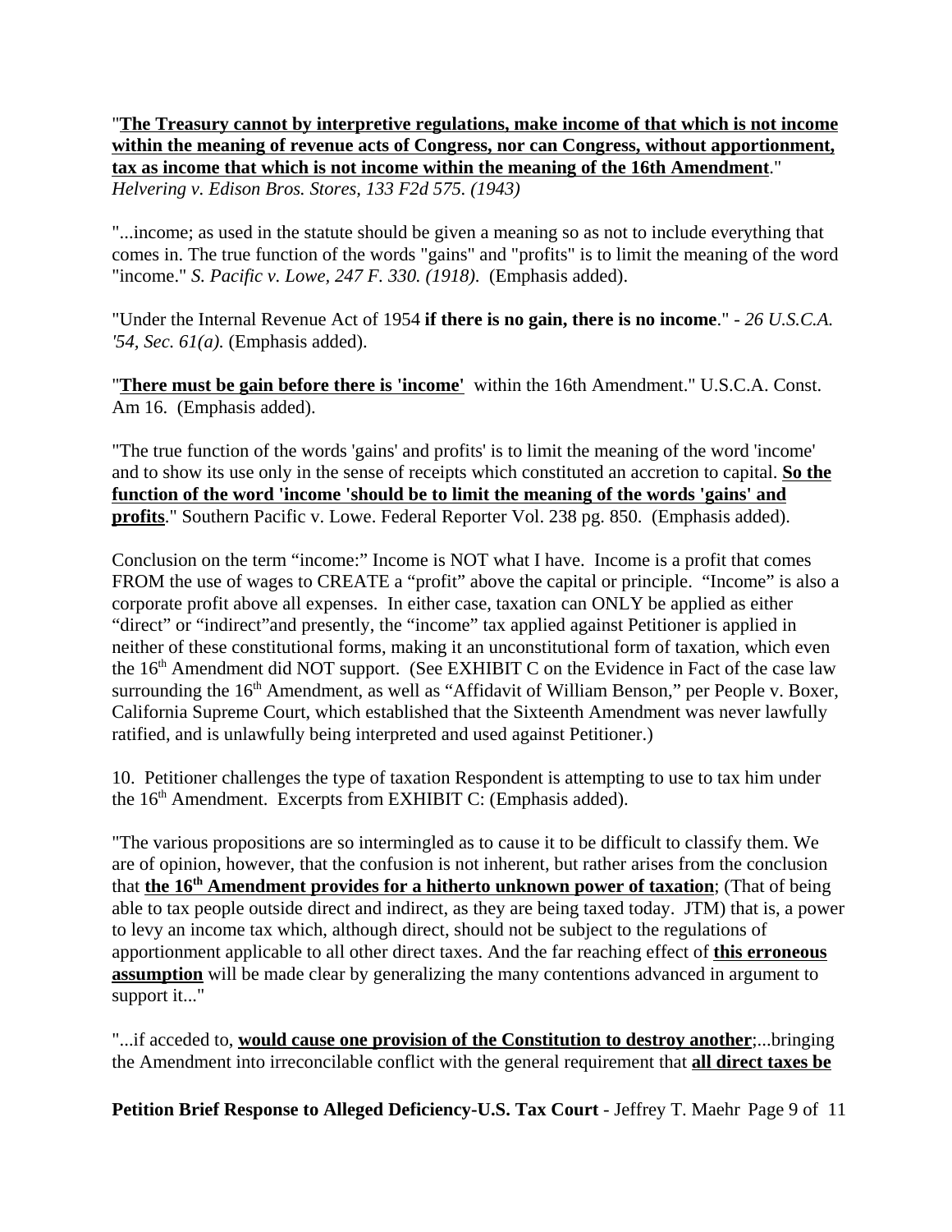"**<u>The Treasury cannot by interpretive regulations, make income of that which is not income within the meaning of revenue acts of Congress, nor can Congress, without apportionment, tax as income that which is not income within the meaning of the 16th Amendment</u>**." *Helvering v. Edison Bros. Stores, 133 F2d 575. (1943)*

"...income; as used in the statute should be given a meaning so as not to include everything that comes in. The true function of the words "gains" and "profits" is to limit the meaning of the word "income." *S. Pacific v. Lowe, 247 F. 330. (1918).* (Emphasis added).

"Under the Internal Revenue Act of 1954 **if there is no gain, there is no income**." - *26 U.S.C.A. '54, Sec. 61(a).* (Emphasis added).

"**<u>There must be gain before there is 'income'</u>** within the 16th Amendment." U.S.C.A. Const. Am 16. (Emphasis added).

"The true function of the words 'gains' and profits' is to limit the meaning of the word 'income' and to show its use only in the sense of receipts which constituted an accretion to capital. **<u>So the function of the word 'income 'should be to limit the meaning of the words 'gains' and profits</u>**." Southern Pacific v. Lowe. Federal Reporter Vol. 238 pg. 850. (Emphasis added).

Conclusion on the term "income:" Income is NOT what I have. Income is a profit that comes FROM the use of wages to CREATE a "profit" above the capital or principle. "Income" is also a corporate profit above all expenses. In either case, taxation can ONLY be applied as either "direct" or "indirect"and presently, the "income" tax applied against Petitioner is applied in neither of these constitutional forms, making it an unconstitutional form of taxation, which even the 16th Amendment did NOT support. (See EXHIBIT C on the Evidence in Fact of the case law surrounding the 16th Amendment, as well as "Affidavit of William Benson," per People v. Boxer, California Supreme Court, which established that the Sixteenth Amendment was never lawfully ratified, and is unlawfully being interpreted and used against Petitioner.)

10. Petitioner challenges the type of taxation Respondent is attempting to use to tax him under the 16th Amendment. Excerpts from EXHIBIT C: (Emphasis added).

"The various propositions are so intermingled as to cause it to be difficult to classify them. We are of opinion, however, that the confusion is not inherent, but rather arises from the conclusion that **<u>the 16th Amendment provides for a hitherto unknown power of taxation</u>**; (That of being able to tax people outside direct and indirect, as they are being taxed today. JTM) that is, a power to levy an income tax which, although direct, should not be subject to the regulations of apportionment applicable to all other direct taxes. And the far reaching effect of **<u>this erroneous assumption</u>** will be made clear by generalizing the many contentions advanced in argument to support it..."

"...if acceded to, **<u>would cause one provision of the Constitution to destroy another</u>**;...bringing the Amendment into irreconcilable conflict with the general requirement that **<u>all direct taxes be</u>**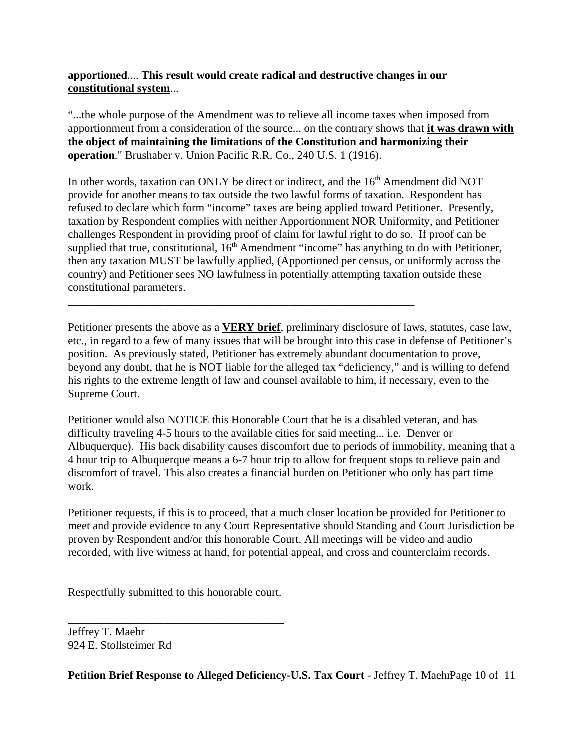**apportioned**.... **This result would create radical and destructive changes in our constitutional system**...

"...the whole purpose of the Amendment was to relieve all income taxes when imposed from apportionment from a consideration of the source... on the contrary shows that **it was drawn with the object of maintaining the limitations of the Constitution and harmonizing their operation**." Brushaber v. Union Pacific R.R. Co., 240 U.S. 1 (1916).

In other words, taxation can ONLY be direct or indirect, and the 16th Amendment did NOT provide for another means to tax outside the two lawful forms of taxation. Respondent has refused to declare which form "income" taxes are being applied toward Petitioner. Presently, taxation by Respondent complies with neither Apportionment NOR Uniformity, and Petitioner challenges Respondent in providing proof of claim for lawful right to do so. If proof can be supplied that true, constitutional, 16th Amendment "income" has anything to do with Petitioner, then any taxation MUST be lawfully applied, (Apportioned per census, or uniformly across the country) and Petitioner sees NO lawfulness in potentially attempting taxation outside these constitutional parameters.

---

Petitioner presents the above as a **VERY brief**, preliminary disclosure of laws, statutes, case law, etc., in regard to a few of many issues that will be brought into this case in defense of Petitioner's position. As previously stated, Petitioner has extremely abundant documentation to prove, beyond any doubt, that he is NOT liable for the alleged tax "deficiency," and is willing to defend his rights to the extreme length of law and counsel available to him, if necessary, even to the Supreme Court.

Petitioner would also NOTICE this Honorable Court that he is a disabled veteran, and has difficulty traveling 4-5 hours to the available cities for said meeting... i.e. Denver or Albuquerque). His back disability causes discomfort due to periods of immobility, meaning that a 4 hour trip to Albuquerque means a 6-7 hour trip to allow for frequent stops to relieve pain and discomfort of travel. This also creates a financial burden on Petitioner who only has part time work.

Petitioner requests, if this is to proceed, that a much closer location be provided for Petitioner to meet and provide evidence to any Court Representative should Standing and Court Jurisdiction be proven by Respondent and/or this honorable Court. All meetings will be video and audio recorded, with live witness at hand, for potential appeal, and cross and counterclaim records.

Respectfully submitted to this honorable court.

\_\_\_\_\_\_\_\_\_\_\_\_\_\_\_\_\_\_\_\_\_\_\_\_\_\_\_\_\_\_\_\_\_\_\_\_\_\_\_\_

Jeffrey T. Maehr
924 E. Stollsteimer Rd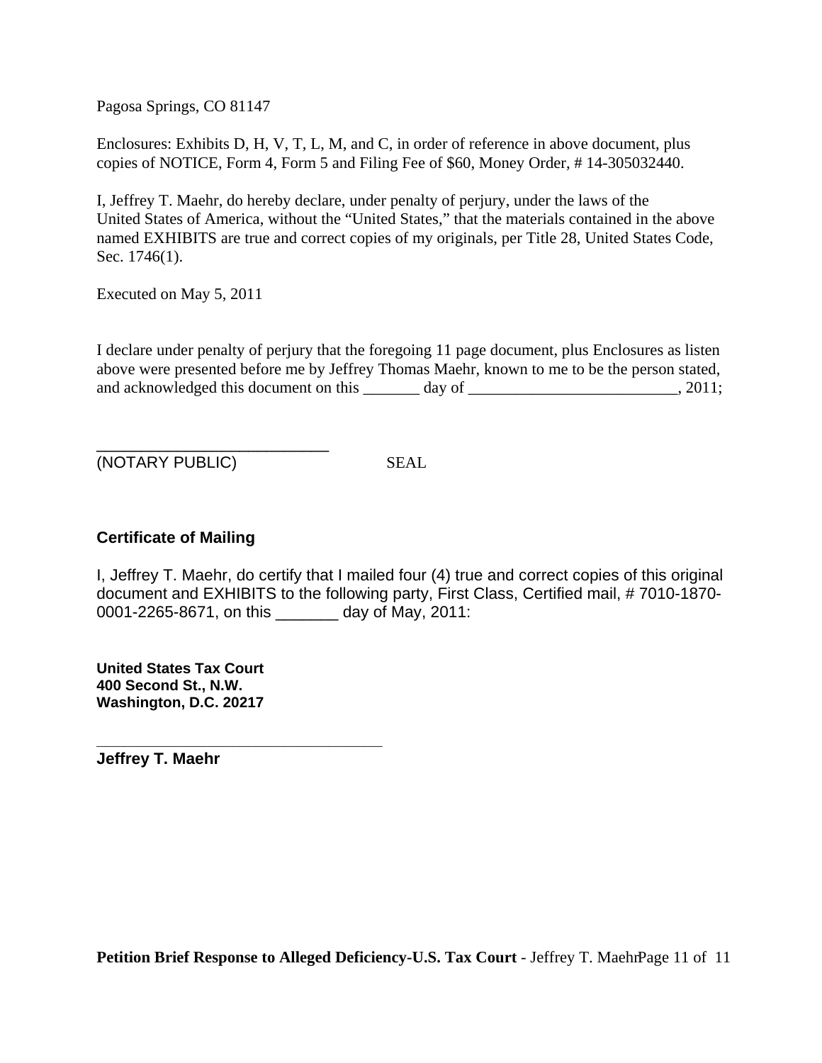Pagosa Springs, CO 81147

Enclosures: Exhibits D, H, V, T, L, M, and C, in order of reference in above document, plus copies of NOTICE, Form 4, Form 5 and Filing Fee of $60, Money Order, # 14-305032440.

I, Jeffrey T. Maehr, do hereby declare, under penalty of perjury, under the laws of the United States of America, without the "United States," that the materials contained in the above named EXHIBITS are true and correct copies of my originals, per Title 28, United States Code, Sec. 1746(1).

Executed on May 5, 2011

I declare under penalty of perjury that the foregoing 11 page document, plus Enclosures as listen above were presented before me by Jeffrey Thomas Maehr, known to me to be the person stated, and acknowledged this document on this _______ day of __________________________, 2011;

___________________________

(NOTARY PUBLIC) SEAL

### Certificate of Mailing

I, Jeffrey T. Maehr, do certify that I mailed four (4) true and correct copies of this original document and EXHIBITS to the following party, First Class, Certified mail, # 7010-1870-0001-2265-8671, on this _______ day of May, 2011:

**United States Tax Court**
**400 Second St., N.W.**
**Washington, D.C. 20217**

___________________________________

**Jeffrey T. Maehr**